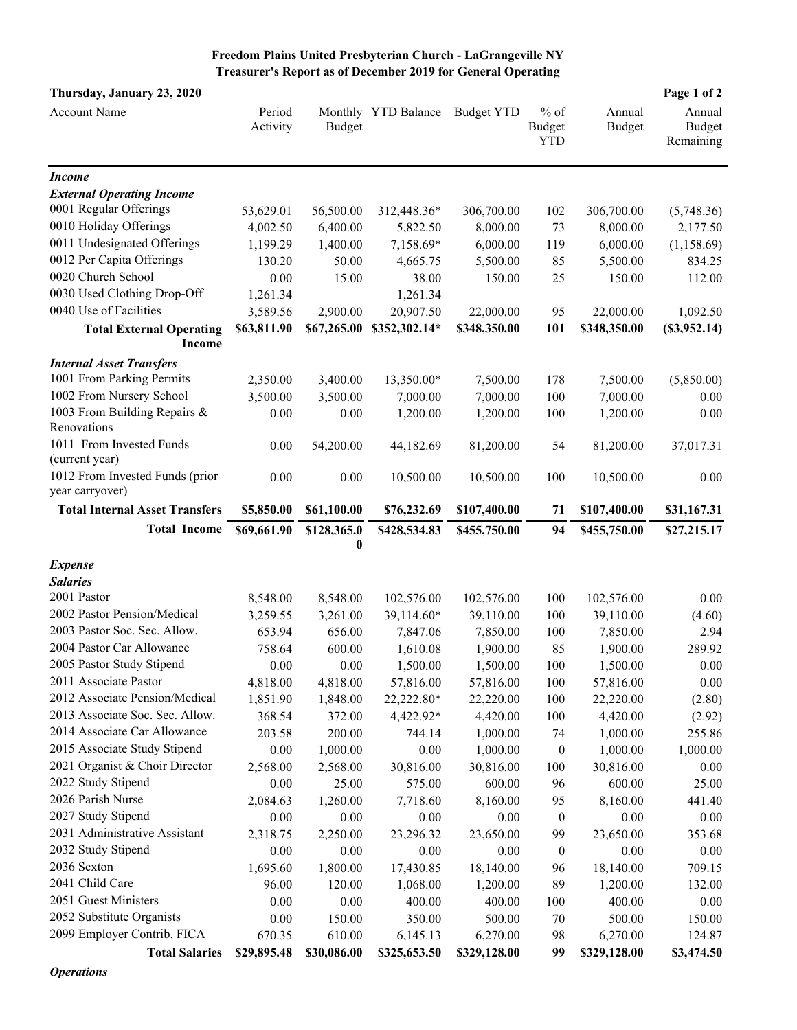**Freedom Plains United Presbyterian Church - LaGrangeville NY**
**Treasurer's Report as of December 2019 for General Operating**

**Thursday, January 23, 2020**

| Account Name | Period Activity | Monthly Budget | YTD Balance | Budget YTD | % of Budget YTD | Annual Budget | Annual Budget Remaining |
|---|---|---|---|---|---|---|---|
| ***Income*** | | | | | | | |
| ***External Operating Income*** | | | | | | | |
| 0001 Regular Offerings | 53,629.01 | 56,500.00 | 312,448.36* | 306,700.00 | 102 | 306,700.00 | (5,748.36) |
| 0010 Holiday Offerings | 4,002.50 | 6,400.00 | 5,822.50 | 8,000.00 | 73 | 8,000.00 | 2,177.50 |
| 0011 Undesignated Offerings | 1,199.29 | 1,400.00 | 7,158.69* | 6,000.00 | 119 | 6,000.00 | (1,158.69) |
| 0012 Per Capita Offerings | 130.20 | 50.00 | 4,665.75 | 5,500.00 | 85 | 5,500.00 | 834.25 |
| 0020 Church School | 0.00 | 15.00 | 38.00 | 150.00 | 25 | 150.00 | 112.00 |
| 0030 Used Clothing Drop-Off | 1,261.34 | | 1,261.34 | | | | |
| 0040 Use of Facilities | 3,589.56 | 2,900.00 | 20,907.50 | 22,000.00 | 95 | 22,000.00 | 1,092.50 |
| **Total External Operating Income** | **$63,811.90** | **$67,265.00** | **$352,302.14*** | **$348,350.00** | **101** | **$348,350.00** | **($3,952.14)** |
| ***Internal Asset Transfers*** | | | | | | | |
| 1001 From Parking Permits | 2,350.00 | 3,400.00 | 13,350.00* | 7,500.00 | 178 | 7,500.00 | (5,850.00) |
| 1002 From Nursery School | 3,500.00 | 3,500.00 | 7,000.00 | 7,000.00 | 100 | 7,000.00 | 0.00 |
| 1003 From Building Repairs & Renovations | 0.00 | 0.00 | 1,200.00 | 1,200.00 | 100 | 1,200.00 | 0.00 |
| 1011 From Invested Funds (current year) | 0.00 | 54,200.00 | 44,182.69 | 81,200.00 | 54 | 81,200.00 | 37,017.31 |
| 1012 From Invested Funds (prior year carryover) | 0.00 | 0.00 | 10,500.00 | 10,500.00 | 100 | 10,500.00 | 0.00 |
| **Total Internal Asset Transfers** | **$5,850.00** | **$61,100.00** | **$76,232.69** | **$107,400.00** | **71** | **$107,400.00** | **$31,167.31** |
| **Total Income** | **$69,661.90** | **$128,365.00** | **$428,534.83** | **$455,750.00** | **94** | **$455,750.00** | **$27,215.17** |
| ***Expense*** | | | | | | | |
| ***Salaries*** | | | | | | | |
| 2001 Pastor | 8,548.00 | 8,548.00 | 102,576.00 | 102,576.00 | 100 | 102,576.00 | 0.00 |
| 2002 Pastor Pension/Medical | 3,259.55 | 3,261.00 | 39,114.60* | 39,110.00 | 100 | 39,110.00 | (4.60) |
| 2003 Pastor Soc. Sec. Allow. | 653.94 | 656.00 | 7,847.06 | 7,850.00 | 100 | 7,850.00 | 2.94 |
| 2004 Pastor Car Allowance | 758.64 | 600.00 | 1,610.08 | 1,900.00 | 85 | 1,900.00 | 289.92 |
| 2005 Pastor Study Stipend | 0.00 | 0.00 | 1,500.00 | 1,500.00 | 100 | 1,500.00 | 0.00 |
| 2011 Associate Pastor | 4,818.00 | 4,818.00 | 57,816.00 | 57,816.00 | 100 | 57,816.00 | 0.00 |
| 2012 Associate Pension/Medical | 1,851.90 | 1,848.00 | 22,222.80* | 22,220.00 | 100 | 22,220.00 | (2.80) |
| 2013 Associate Soc. Sec. Allow. | 368.54 | 372.00 | 4,422.92* | 4,420.00 | 100 | 4,420.00 | (2.92) |
| 2014 Associate Car Allowance | 203.58 | 200.00 | 744.14 | 1,000.00 | 74 | 1,000.00 | 255.86 |
| 2015 Associate Study Stipend | 0.00 | 1,000.00 | 0.00 | 1,000.00 | 0 | 1,000.00 | 1,000.00 |
| 2021 Organist & Choir Director | 2,568.00 | 2,568.00 | 30,816.00 | 30,816.00 | 100 | 30,816.00 | 0.00 |
| 2022 Study Stipend | 0.00 | 25.00 | 575.00 | 600.00 | 96 | 600.00 | 25.00 |
| 2026 Parish Nurse | 2,084.63 | 1,260.00 | 7,718.60 | 8,160.00 | 95 | 8,160.00 | 441.40 |
| 2027 Study Stipend | 0.00 | 0.00 | 0.00 | 0.00 | 0 | 0.00 | 0.00 |
| 2031 Administrative Assistant | 2,318.75 | 2,250.00 | 23,296.32 | 23,650.00 | 99 | 23,650.00 | 353.68 |
| 2032 Study Stipend | 0.00 | 0.00 | 0.00 | 0.00 | 0 | 0.00 | 0.00 |
| 2036 Sexton | 1,695.60 | 1,800.00 | 17,430.85 | 18,140.00 | 96 | 18,140.00 | 709.15 |
| 2041 Child Care | 96.00 | 120.00 | 1,068.00 | 1,200.00 | 89 | 1,200.00 | 132.00 |
| 2051 Guest Ministers | 0.00 | 0.00 | 400.00 | 400.00 | 100 | 400.00 | 0.00 |
| 2052 Substitute Organists | 0.00 | 150.00 | 350.00 | 500.00 | 70 | 500.00 | 150.00 |
| 2099 Employer Contrib. FICA | 670.35 | 610.00 | 6,145.13 | 6,270.00 | 98 | 6,270.00 | 124.87 |
| **Total Salaries** | **$29,895.48** | **$30,086.00** | **$325,653.50** | **$329,128.00** | **99** | **$329,128.00** | **$3,474.50** |
| ***Operations*** | | | | | | | |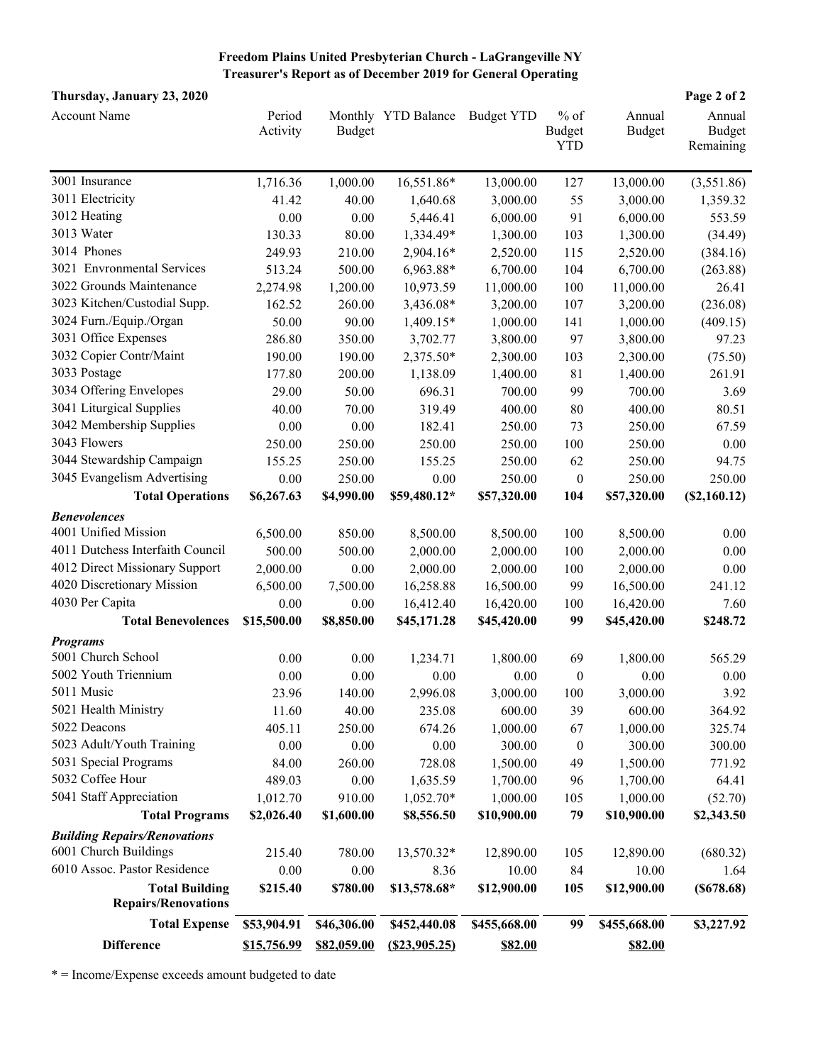**Freedom Plains United Presbyterian Church - LaGrangeville NY**
**Treasurer's Report as of December 2019 for General Operating**

**Thursday, January 23, 2020**

| Account Name | Period Activity | Monthly Budget | YTD Balance | Budget YTD | % of Budget YTD | Annual Budget | Annual Budget Remaining |
|---|---|---|---|---|---|---|---|
| 3001 Insurance | 1,716.36 | 1,000.00 | 16,551.86* | 13,000.00 | 127 | 13,000.00 | (3,551.86) |
| 3011 Electricity | 41.42 | 40.00 | 1,640.68 | 3,000.00 | 55 | 3,000.00 | 1,359.32 |
| 3012 Heating | 0.00 | 0.00 | 5,446.41 | 6,000.00 | 91 | 6,000.00 | 553.59 |
| 3013 Water | 130.33 | 80.00 | 1,334.49* | 1,300.00 | 103 | 1,300.00 | (34.49) |
| 3014 Phones | 249.93 | 210.00 | 2,904.16* | 2,520.00 | 115 | 2,520.00 | (384.16) |
| 3021 Envronmental Services | 513.24 | 500.00 | 6,963.88* | 6,700.00 | 104 | 6,700.00 | (263.88) |
| 3022 Grounds Maintenance | 2,274.98 | 1,200.00 | 10,973.59 | 11,000.00 | 100 | 11,000.00 | 26.41 |
| 3023 Kitchen/Custodial Supp. | 162.52 | 260.00 | 3,436.08* | 3,200.00 | 107 | 3,200.00 | (236.08) |
| 3024 Furn./Equip./Organ | 50.00 | 90.00 | 1,409.15* | 1,000.00 | 141 | 1,000.00 | (409.15) |
| 3031 Office Expenses | 286.80 | 350.00 | 3,702.77 | 3,800.00 | 97 | 3,800.00 | 97.23 |
| 3032 Copier Contr/Maint | 190.00 | 190.00 | 2,375.50* | 2,300.00 | 103 | 2,300.00 | (75.50) |
| 3033 Postage | 177.80 | 200.00 | 1,138.09 | 1,400.00 | 81 | 1,400.00 | 261.91 |
| 3034 Offering Envelopes | 29.00 | 50.00 | 696.31 | 700.00 | 99 | 700.00 | 3.69 |
| 3041 Liturgical Supplies | 40.00 | 70.00 | 319.49 | 400.00 | 80 | 400.00 | 80.51 |
| 3042 Membership Supplies | 0.00 | 0.00 | 182.41 | 250.00 | 73 | 250.00 | 67.59 |
| 3043 Flowers | 250.00 | 250.00 | 250.00 | 250.00 | 100 | 250.00 | 0.00 |
| 3044 Stewardship Campaign | 155.25 | 250.00 | 155.25 | 250.00 | 62 | 250.00 | 94.75 |
| 3045 Evangelism Advertising | 0.00 | 250.00 | 0.00 | 250.00 | 0 | 250.00 | 250.00 |
| **Total Operations** | **$6,267.63** | **$4,990.00** | **$59,480.12*** | **$57,320.00** | **104** | **$57,320.00** | **($2,160.12)** |
| ***Benevolences*** | | | | | | | |
| 4001 Unified Mission | 6,500.00 | 850.00 | 8,500.00 | 8,500.00 | 100 | 8,500.00 | 0.00 |
| 4011 Dutchess Interfaith Council | 500.00 | 500.00 | 2,000.00 | 2,000.00 | 100 | 2,000.00 | 0.00 |
| 4012 Direct Missionary Support | 2,000.00 | 0.00 | 2,000.00 | 2,000.00 | 100 | 2,000.00 | 0.00 |
| 4020 Discretionary Mission | 6,500.00 | 7,500.00 | 16,258.88 | 16,500.00 | 99 | 16,500.00 | 241.12 |
| 4030 Per Capita | 0.00 | 0.00 | 16,412.40 | 16,420.00 | 100 | 16,420.00 | 7.60 |
| **Total Benevolences** | **$15,500.00** | **$8,850.00** | **$45,171.28** | **$45,420.00** | **99** | **$45,420.00** | **$248.72** |
| ***Programs*** | | | | | | | |
| 5001 Church School | 0.00 | 0.00 | 1,234.71 | 1,800.00 | 69 | 1,800.00 | 565.29 |
| 5002 Youth Triennium | 0.00 | 0.00 | 0.00 | 0.00 | 0 | 0.00 | 0.00 |
| 5011 Music | 23.96 | 140.00 | 2,996.08 | 3,000.00 | 100 | 3,000.00 | 3.92 |
| 5021 Health Ministry | 11.60 | 40.00 | 235.08 | 600.00 | 39 | 600.00 | 364.92 |
| 5022 Deacons | 405.11 | 250.00 | 674.26 | 1,000.00 | 67 | 1,000.00 | 325.74 |
| 5023 Adult/Youth Training | 0.00 | 0.00 | 0.00 | 300.00 | 0 | 300.00 | 300.00 |
| 5031 Special Programs | 84.00 | 260.00 | 728.08 | 1,500.00 | 49 | 1,500.00 | 771.92 |
| 5032 Coffee Hour | 489.03 | 0.00 | 1,635.59 | 1,700.00 | 96 | 1,700.00 | 64.41 |
| 5041 Staff Appreciation | 1,012.70 | 910.00 | 1,052.70* | 1,000.00 | 105 | 1,000.00 | (52.70) |
| **Total Programs** | **$2,026.40** | **$1,600.00** | **$8,556.50** | **$10,900.00** | **79** | **$10,900.00** | **$2,343.50** |
| ***Building Repairs/Renovations*** | | | | | | | |
| 6001 Church Buildings | 215.40 | 780.00 | 13,570.32* | 12,890.00 | 105 | 12,890.00 | (680.32) |
| 6010 Assoc. Pastor Residence | 0.00 | 0.00 | 8.36 | 10.00 | 84 | 10.00 | 1.64 |
| **Total Building Repairs/Renovations** | **$215.40** | **$780.00** | **$13,578.68*** | **$12,900.00** | **105** | **$12,900.00** | **($678.68)** |
| **Total Expense** | **$53,904.91** | **$46,306.00** | **$452,440.08** | **$455,668.00** | **99** | **$455,668.00** | **$3,227.92** |
| **Difference** | **$15,756.99** | **$82,059.00** | **($23,905.25)** | **$82.00** | | **$82.00** | |

* = Income/Expense exceeds amount budgeted to date